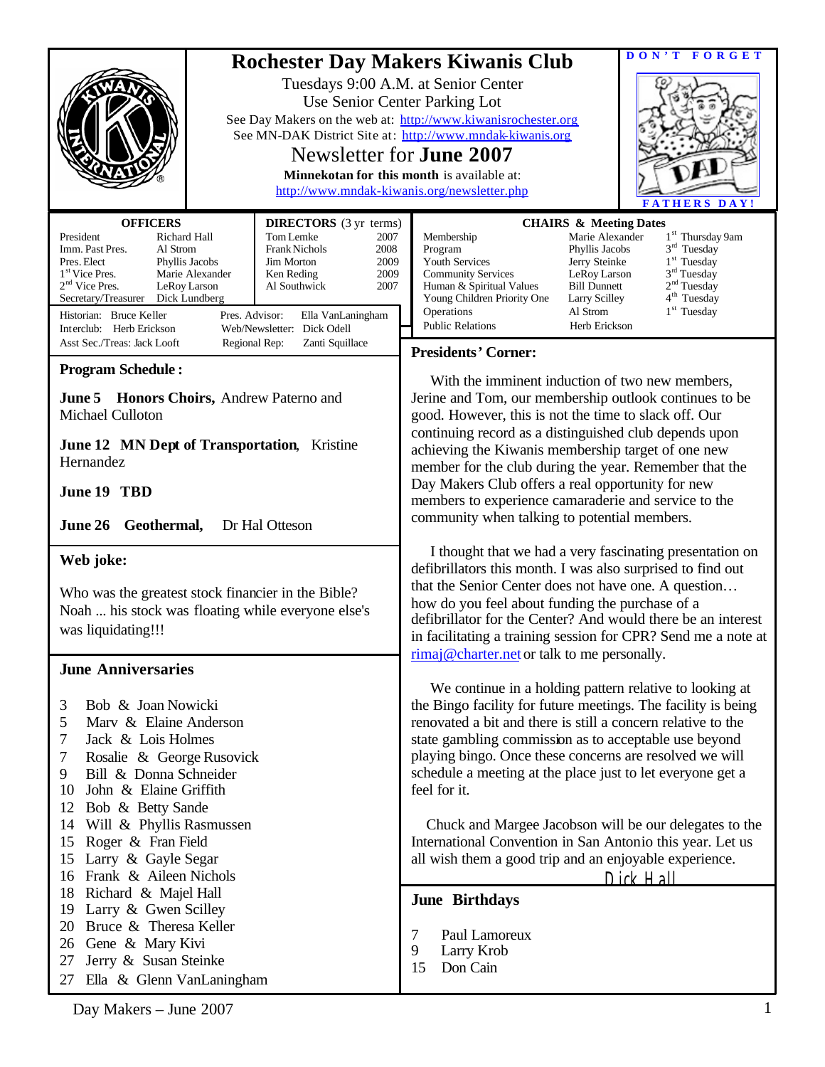# Rochester Day Makers Kiwanis Club

Tuesdays 9:00 A.M. at Senior Center
Use Senior Center Parking Lot
See Day Makers on the web at: http://www.kiwanisrochester.org
See MN-DAK District Site at: http://www.mndak-kiwanis.org

## Newsletter for June 2007

**Minnekotan for this month** is available at:
http://www.mndak-kiwanis.org/newsletter.php

**DON'T FORGET FATHERS DAY!**

| OFFICERS | | DIRECTORS (3 yr terms) | |
|---|---|---|---|
| President | Richard Hall | Tom Lemke | 2007 |
| Imm. Past Pres. | Al Strom | Frank Nichols | 2008 |
| Pres. Elect | Phyllis Jacobs | Jim Morton | 2009 |
| 1st Vice Pres. | Marie Alexander | Ken Reding | 2009 |
| 2nd Vice Pres. | LeRoy Larson | Al Southwick | 2007 |
| Secretary/Treasurer | Dick Lundberg | | |

Historian: Bruce Keller — Pres. Advisor: Ella VanLaningham
Interclub: Herb Erickson — Web/Newsletter: Dick Odell
Asst Sec./Treas: Jack Looft — Regional Rep: Zanti Squillace

| CHAIRS & Meeting Dates | | |
|---|---|---|
| Membership | Marie Alexander | 1st Thursday 9am |
| Program | Phyllis Jacobs | 3rd Tuesday |
| Youth Services | Jerry Steinke | 1st Tuesday |
| Community Services | LeRoy Larson | 3rd Tuesday |
| Human & Spiritual Values | Bill Dunnett | 2nd Tuesday |
| Young Children Priority One | Larry Scilley | 4th Tuesday |
| Operations | Al Strom | 1st Tuesday |
| Public Relations | Herb Erickson | |

## Program Schedule:

**June 5 Honors Choirs,** Andrew Paterno and Michael Culloton

**June 12 MN Dept of Transportation**, Kristine Hernandez

**June 19 TBD**

**June 26 Geothermal,** Dr Hal Otteson

## Web joke:

Who was the greatest stock financier in the Bible?
Noah ... his stock was floating while everyone else's was liquidating!!!

## June Anniversaries

- 3 Bob & Joan Nowicki
- 5 Marv & Elaine Anderson
- 7 Jack & Lois Holmes
- 7 Rosalie & George Rusovick
- 9 Bill & Donna Schneider
- 10 John & Elaine Griffith
- 12 Bob & Betty Sande
- 14 Will & Phyllis Rasmussen
- 15 Roger & Fran Field
- 15 Larry & Gayle Segar
- 16 Frank & Aileen Nichols
- 18 Richard & Majel Hall
- 19 Larry & Gwen Scilley
- 20 Bruce & Theresa Keller
- 26 Gene & Mary Kivi
- 27 Jerry & Susan Steinke
- 27 Ella & Glenn VanLaningham

## Presidents' Corner:

With the imminent induction of two new members, Jerine and Tom, our membership outlook continues to be good. However, this is not the time to slack off. Our continuing record as a distinguished club depends upon achieving the Kiwanis membership target of one new member for the club during the year. Remember that the Day Makers Club offers a real opportunity for new members to experience camaraderie and service to the community when talking to potential members.

I thought that we had a very fascinating presentation on defibrillators this month. I was also surprised to find out that the Senior Center does not have one. A question… how do you feel about funding the purchase of a defibrillator for the Center? And would there be an interest in facilitating a training session for CPR? Send me a note at rimaj@charter.net or talk to me personally.

We continue in a holding pattern relative to looking at the Bingo facility for future meetings. The facility is being renovated a bit and there is still a concern relative to the state gambling commission as to acceptable use beyond playing bingo. Once these concerns are resolved we will schedule a meeting at the place just to let everyone get a feel for it.

Chuck and Margee Jacobson will be our delegates to the International Convention in San Antonio this year. Let us all wish them a good trip and an enjoyable experience.

Dick Hall

## June Birthdays

- 7 Paul Lamoreux
- 9 Larry Krob
- 15 Don Cain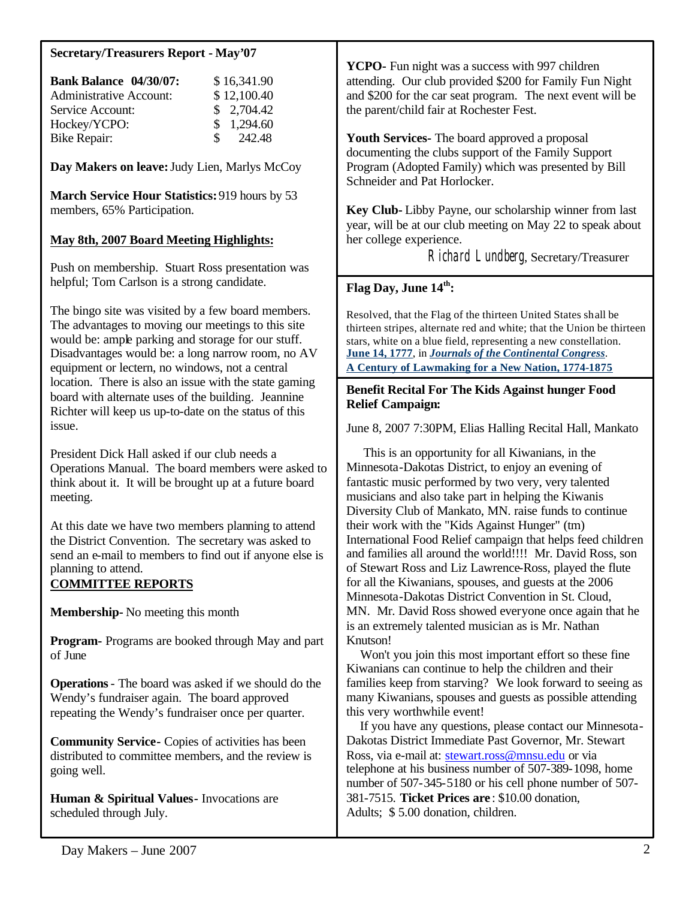**Secretary/Treasurers Report - May'07**

| | |
|---|---|
| **Bank Balance 04/30/07:** | $ 16,341.90 |
| Administrative Account: | $ 12,100.40 |
| Service Account: | $ 2,704.42 |
| Hockey/YCPO: | $ 1,294.60 |
| Bike Repair: | $ 242.48 |

**Day Makers on leave:** Judy Lien, Marlys McCoy

**March Service Hour Statistics:** 919 hours by 53 members, 65% Participation.

**May 8th, 2007 Board Meeting Highlights:**

Push on membership. Stuart Ross presentation was helpful; Tom Carlson is a strong candidate.

The bingo site was visited by a few board members. The advantages to moving our meetings to this site would be: ample parking and storage for our stuff. Disadvantages would be: a long narrow room, no AV equipment or lectern, no windows, not a central location. There is also an issue with the state gaming board with alternate uses of the building. Jeannine Richter will keep us up-to-date on the status of this issue.

President Dick Hall asked if our club needs a Operations Manual. The board members were asked to think about it. It will be brought up at a future board meeting.

At this date we have two members planning to attend the District Convention. The secretary was asked to send an e-mail to members to find out if anyone else is planning to attend.

**COMMITTEE REPORTS**

**Membership-** No meeting this month

**Program-** Programs are booked through May and part of June

**Operations** - The board was asked if we should do the Wendy's fundraiser again. The board approved repeating the Wendy's fundraiser once per quarter.

**Community Service-** Copies of activities has been distributed to committee members, and the review is going well.

**Human & Spiritual Values-** Invocations are scheduled through July.

**YCPO-** Fun night was a success with 997 children attending. Our club provided $200 for Family Fun Night and $200 for the car seat program. The next event will be the parent/child fair at Rochester Fest.

**Youth Services-** The board approved a proposal documenting the clubs support of the Family Support Program (Adopted Family) which was presented by Bill Schneider and Pat Horlocker.

**Key Club-** Libby Payne, our scholarship winner from last year, will be at our club meeting on May 22 to speak about her college experience.

Richard Lundberg, Secretary/Treasurer

**Flag Day, June 14th:**

Resolved, that the Flag of the thirteen United States shall be thirteen stripes, alternate red and white; that the Union be thirteen stars, white on a blue field, representing a new constellation.
**June 14, 1777**, in ***Journals of the Continental Congress***.
**A Century of Lawmaking for a New Nation, 1774-1875**

**Benefit Recital For The Kids Against hunger Food Relief Campaign:**

June 8, 2007 7:30PM, Elias Halling Recital Hall, Mankato

This is an opportunity for all Kiwanians, in the Minnesota-Dakotas District, to enjoy an evening of fantastic music performed by two very, very talented musicians and also take part in helping the Kiwanis Diversity Club of Mankato, MN. raise funds to continue their work with the "Kids Against Hunger" (tm) International Food Relief campaign that helps feed children and families all around the world!!!! Mr. David Ross, son of Stewart Ross and Liz Lawrence-Ross, played the flute for all the Kiwanians, spouses, and guests at the 2006 Minnesota-Dakotas District Convention in St. Cloud, MN. Mr. David Ross showed everyone once again that he is an extremely talented musician as is Mr. Nathan Knutson!

Won't you join this most important effort so these fine Kiwanians can continue to help the children and their families keep from starving? We look forward to seeing as many Kiwanians, spouses and guests as possible attending this very worthwhile event!

If you have any questions, please contact our Minnesota-Dakotas District Immediate Past Governor, Mr. Stewart Ross, via e-mail at: stewart.ross@mnsu.edu or via telephone at his business number of 507-389-1098, home number of 507-345-5180 or his cell phone number of 507-381-7515. **Ticket Prices are**: $10.00 donation, Adults; $ 5.00 donation, children.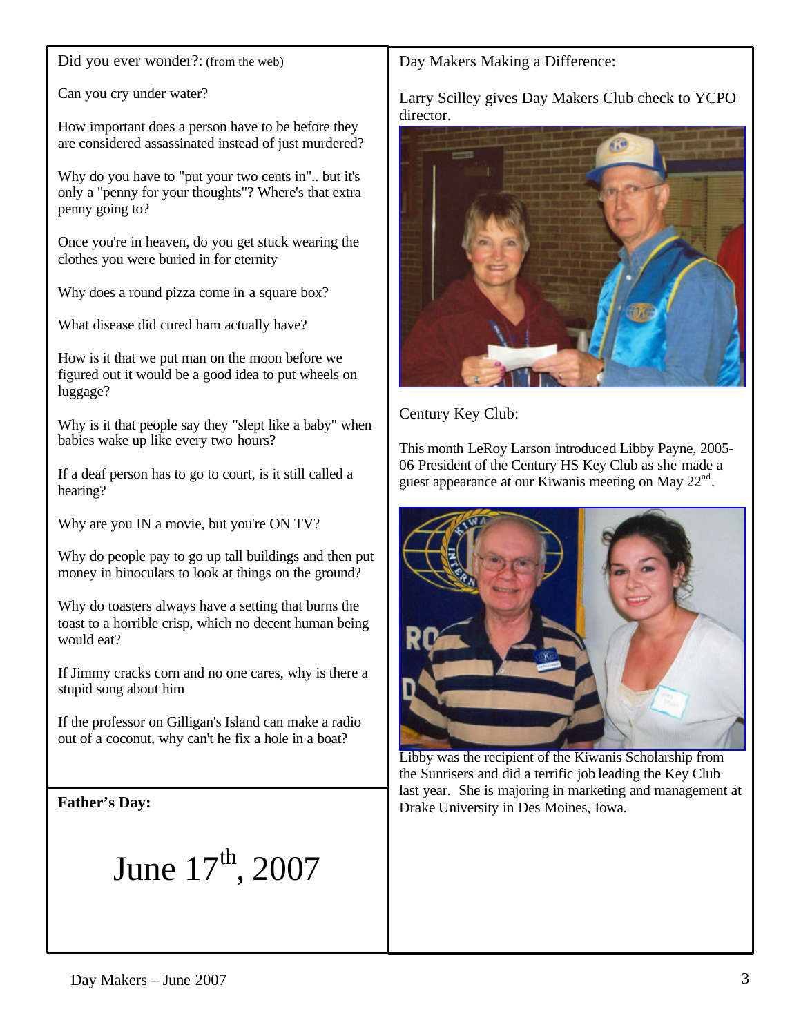Did you ever wonder?: (from the web)

Can you cry under water?

How important does a person have to be before they are considered assassinated instead of just murdered?

Why do you have to "put your two cents in".. but it's only a "penny for your thoughts"? Where's that extra penny going to?

Once you're in heaven, do you get stuck wearing the clothes you were buried in for eternity

Why does a round pizza come in a square box?

What disease did cured ham actually have?

How is it that we put man on the moon before we figured out it would be a good idea to put wheels on luggage?

Why is it that people say they "slept like a baby" when babies wake up like every two hours?

If a deaf person has to go to court, is it still called a hearing?

Why are you IN a movie, but you're ON TV?

Why do people pay to go up tall buildings and then put money in binoculars to look at things on the ground?

Why do toasters always have a setting that burns the toast to a horrible crisp, which no decent human being would eat?

If Jimmy cracks corn and no one cares, why is there a stupid song about him

If the professor on Gilligan's Island can make a radio out of a coconut, why can't he fix a hole in a boat?

**Father's Day:**

# June 17th, 2007

Day Makers Making a Difference:

Larry Scilley gives Day Makers Club check to YCPO director.

Century Key Club:

This month LeRoy Larson introduced Libby Payne, 2005-06 President of the Century HS Key Club as she made a guest appearance at our Kiwanis meeting on May 22nd.

Libby was the recipient of the Kiwanis Scholarship from the Sunrisers and did a terrific job leading the Key Club last year. She is majoring in marketing and management at Drake University in Des Moines, Iowa.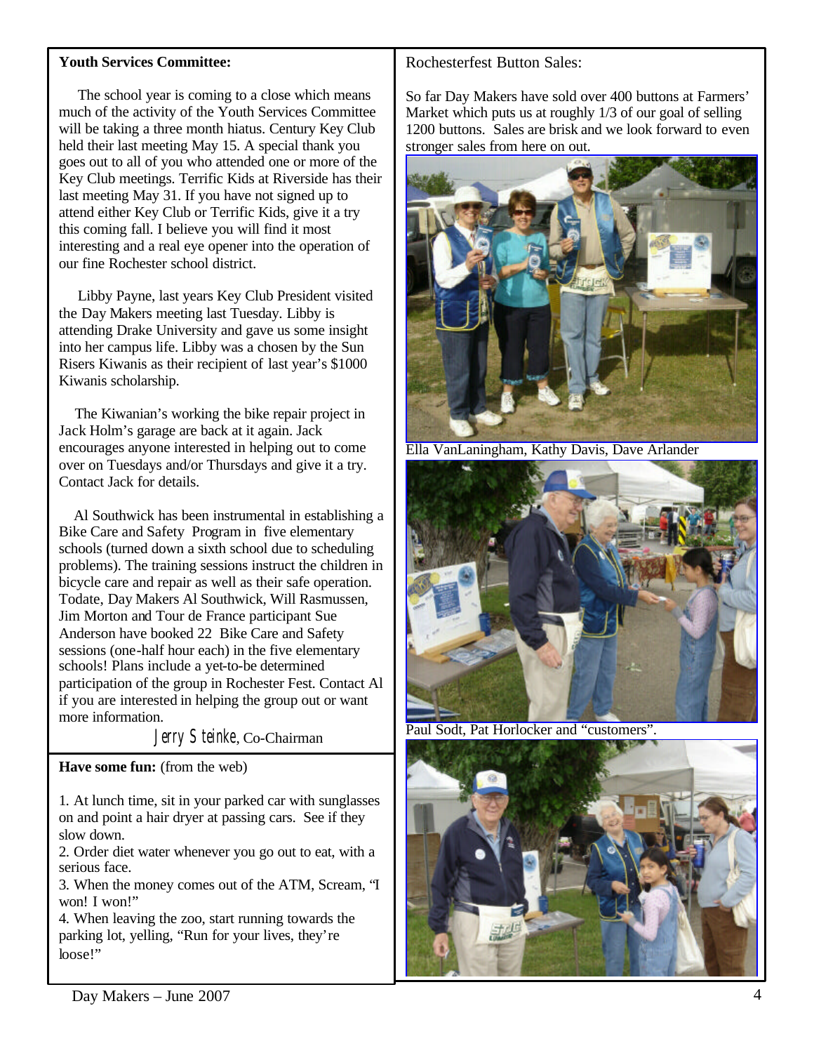**Youth Services Committee:**

The school year is coming to a close which means much of the activity of the Youth Services Committee will be taking a three month hiatus. Century Key Club held their last meeting May 15. A special thank you goes out to all of you who attended one or more of the Key Club meetings. Terrific Kids at Riverside has their last meeting May 31. If you have not signed up to attend either Key Club or Terrific Kids, give it a try this coming fall. I believe you will find it most interesting and a real eye opener into the operation of our fine Rochester school district.

Libby Payne, last years Key Club President visited the Day Makers meeting last Tuesday. Libby is attending Drake University and gave us some insight into her campus life. Libby was a chosen by the Sun Risers Kiwanis as their recipient of last year's $1000 Kiwanis scholarship.

The Kiwanian's working the bike repair project in Jack Holm's garage are back at it again. Jack encourages anyone interested in helping out to come over on Tuesdays and/or Thursdays and give it a try. Contact Jack for details.

Al Southwick has been instrumental in establishing a Bike Care and Safety Program in five elementary schools (turned down a sixth school due to scheduling problems). The training sessions instruct the children in bicycle care and repair as well as their safe operation. Todate, Day Makers Al Southwick, Will Rasmussen, Jim Morton and Tour de France participant Sue Anderson have booked 22 Bike Care and Safety sessions (one-half hour each) in the five elementary schools! Plans include a yet-to-be determined participation of the group in Rochester Fest. Contact Al if you are interested in helping the group out or want more information.

*Jerry Steinke*, Co-Chairman

**Have some fun:** (from the web)

1. At lunch time, sit in your parked car with sunglasses on and point a hair dryer at passing cars. See if they slow down.
2. Order diet water whenever you go out to eat, with a serious face.
3. When the money comes out of the ATM, Scream, "I won! I won!"
4. When leaving the zoo, start running towards the parking lot, yelling, "Run for your lives, they're loose!"

Rochesterfest Button Sales:

So far Day Makers have sold over 400 buttons at Farmers' Market which puts us at roughly 1/3 of our goal of selling 1200 buttons. Sales are brisk and we look forward to even stronger sales from here on out.

Ella VanLaningham, Kathy Davis, Dave Arlander

Paul Sodt, Pat Horlocker and "customers".